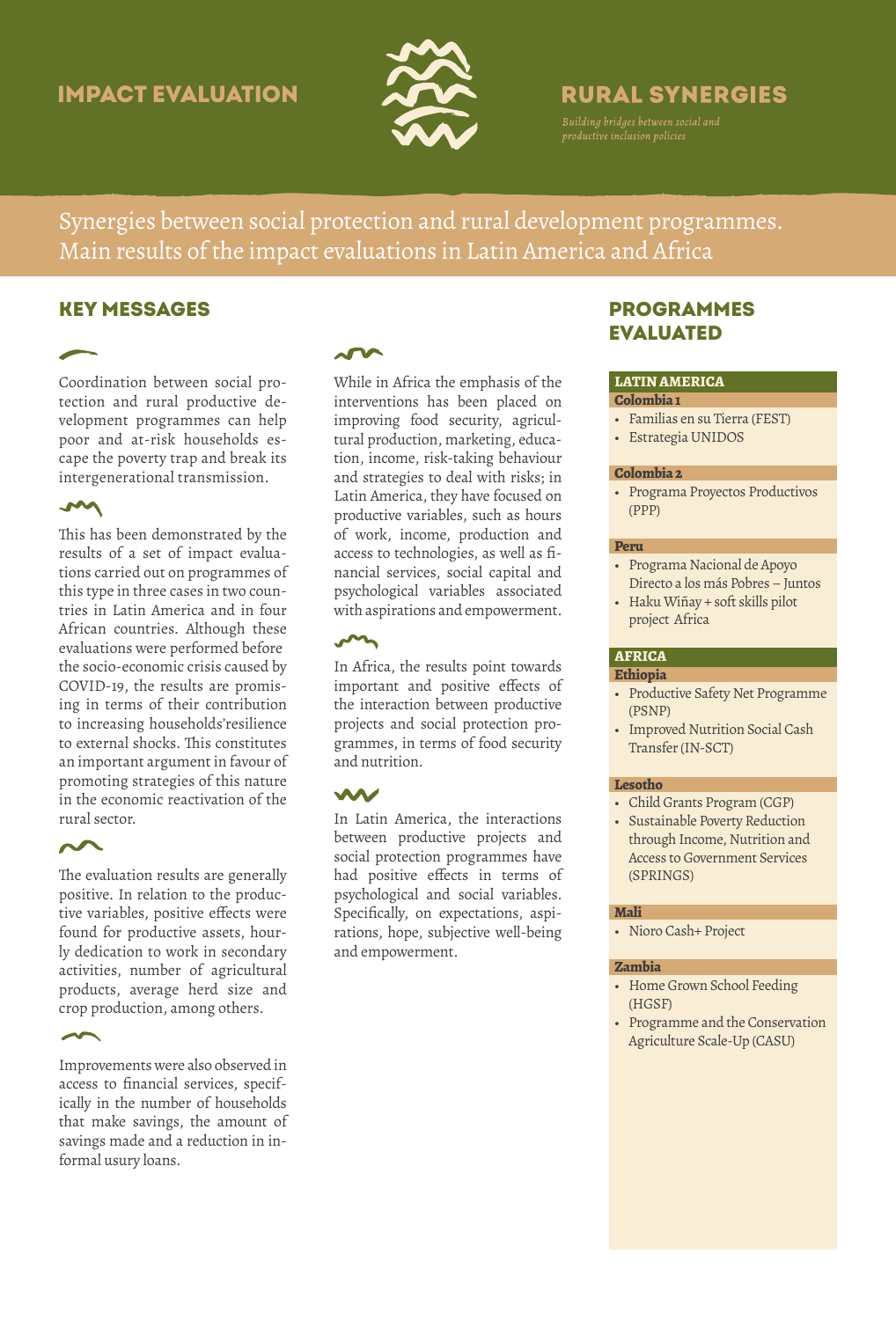IMPACT EVALUATION

# RURAL SYNERGIES

*Building bridges between social and productive inclusion policies*

## Synergies between social protection and rural development programmes. Main results of the impact evaluations in Latin America and Africa

## KEY MESSAGES

Coordination between social protection and rural productive development programmes can help poor and at-risk households escape the poverty trap and break its intergenerational transmission.

This has been demonstrated by the results of a set of impact evaluations carried out on programmes of this type in three cases in two countries in Latin America and in four African countries. Although these evaluations were performed before the socio-economic crisis caused by COVID-19, the results are promising in terms of their contribution to increasing households'resilience to external shocks. This constitutes an important argument in favour of promoting strategies of this nature in the economic reactivation of the rural sector.

The evaluation results are generally positive. In relation to the productive variables, positive effects were found for productive assets, hourly dedication to work in secondary activities, number of agricultural products, average herd size and crop production, among others.

Improvements were also observed in access to financial services, specifically in the number of households that make savings, the amount of savings made and a reduction in informal usury loans.

While in Africa the emphasis of the interventions has been placed on improving food security, agricultural production, marketing, education, income, risk-taking behaviour and strategies to deal with risks; in Latin America, they have focused on productive variables, such as hours of work, income, production and access to technologies, as well as financial services, social capital and psychological variables associated with aspirations and empowerment.

In Africa, the results point towards important and positive effects of the interaction between productive projects and social protection programmes, in terms of food security and nutrition.

In Latin America, the interactions between productive projects and social protection programmes have had positive effects in terms of psychological and social variables. Specifically, on expectations, aspirations, hope, subjective well-being and empowerment.

## PROGRAMMES EVALUATED

### LATIN AMERICA

**Colombia 1**

- Familias en su Tierra (FEST)
- Estrategia UNIDOS

**Colombia 2**

- Programa Proyectos Productivos (PPP)

**Peru**

- Programa Nacional de Apoyo Directo a los más Pobres – Juntos
- Haku Wiñay + soft skills pilot project Africa

### AFRICA

**Ethiopia**

- Productive Safety Net Programme (PSNP)
- Improved Nutrition Social Cash Transfer (IN-SCT)

**Lesotho**

- Child Grants Program (CGP)
- Sustainable Poverty Reduction through Income, Nutrition and Access to Government Services (SPRINGS)

**Mali**

- Nioro Cash+ Project

**Zambia**

- Home Grown School Feeding (HGSF)
- Programme and the Conservation Agriculture Scale-Up (CASU)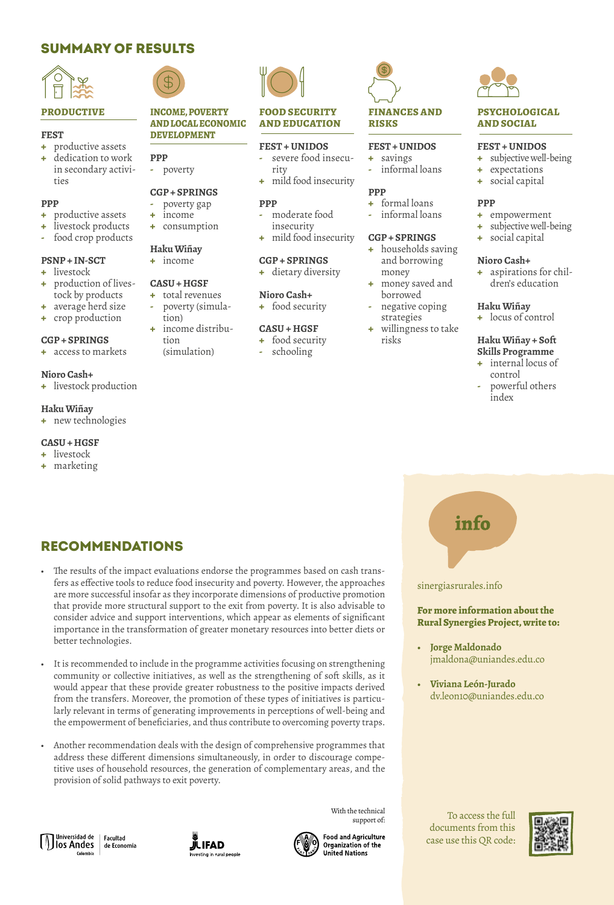## SUMMARY OF RESULTS

### PRODUCTIVE

**FEST**
- + productive assets
- + dedication to work in secondary activities

**PPP**
- + productive assets
- + livestock products
- - food crop products

**PSNP + IN-SCT**
- + livestock
- + production of livestock by products
- + average herd size
- + crop production

**CGP + SPRINGS**
- + access to markets

**Nioro Cash+**
- + livestock production

**Haku Wiñay**
- + new technologies

**CASU + HGSF**
- + livestock
- + marketing

### INCOME, POVERTY AND LOCAL ECONOMIC DEVELOPMENT

**PPP**
- - poverty

**CGP + SPRINGS**
- - poverty gap
- + income
- + consumption

**Haku Wiñay**
- + income

**CASU + HGSF**
- + total revenues
- - poverty (simulation)
- + income distribution (simulation)

### FOOD SECURITY AND EDUCATION

**FEST + UNIDOS**
- - severe food insecurity
- + mild food insecurity

**PPP**
- - moderate food insecurity
- + mild food insecurity

**CGP + SPRINGS**
- + dietary diversity

**Nioro Cash+**
- + food security

**CASU + HGSF**
- + food security
- - schooling

### FINANCES AND RISKS

**FEST + UNIDOS**
- + savings
- - informal loans

**PPP**
- + formal loans
- - informal loans

**CGP + SPRINGS**
- + households saving and borrowing money
- + money saved and borrowed
- - negative coping strategies
- + willingness to take risks

### PSYCHOLOGICAL AND SOCIAL

**FEST + UNIDOS**
- + subjective well-being
- + expectations
- + social capital

**PPP**
- + empowerment
- + subjective well-being
- + social capital

**Nioro Cash+**
- + aspirations for children's education

**Haku Wiñay**
- + locus of control

**Haku Wiñay + Soft Skills Programme**
- + internal locus of control
- - powerful others index

## RECOMMENDATIONS

- The results of the impact evaluations endorse the programmes based on cash transfers as effective tools to reduce food insecurity and poverty. However, the approaches are more successful insofar as they incorporate dimensions of productive promotion that provide more structural support to the exit from poverty. It is also advisable to consider advice and support interventions, which appear as elements of significant importance in the transformation of greater monetary resources into better diets or better technologies.
- It is recommended to include in the programme activities focusing on strengthening community or collective initiatives, as well as the strengthening of soft skills, as it would appear that these provide greater robustness to the positive impacts derived from the transfers. Moreover, the promotion of these types of initiatives is particularly relevant in terms of generating improvements in perceptions of well-being and the empowerment of beneficiaries, and thus contribute to overcoming poverty traps.
- Another recommendation deals with the design of comprehensive programmes that address these different dimensions simultaneously, in order to discourage competitive uses of household resources, the generation of complementary areas, and the provision of solid pathways to exit poverty.

## info

sinergiasrurales.info

**For more information about the Rural Synergies Project, write to:**

- **Jorge Maldonado**
  jmaldona@uniandes.edu.co
- **Viviana León-Jurado**
  dv.leon10@uniandes.edu.co

To access the full documents from this case use this QR code:

Universidad de los Andes Colombia | Facultad de Economía

IFAD Investing in rural people

With the technical support of: Food and Agriculture Organization of the United Nations